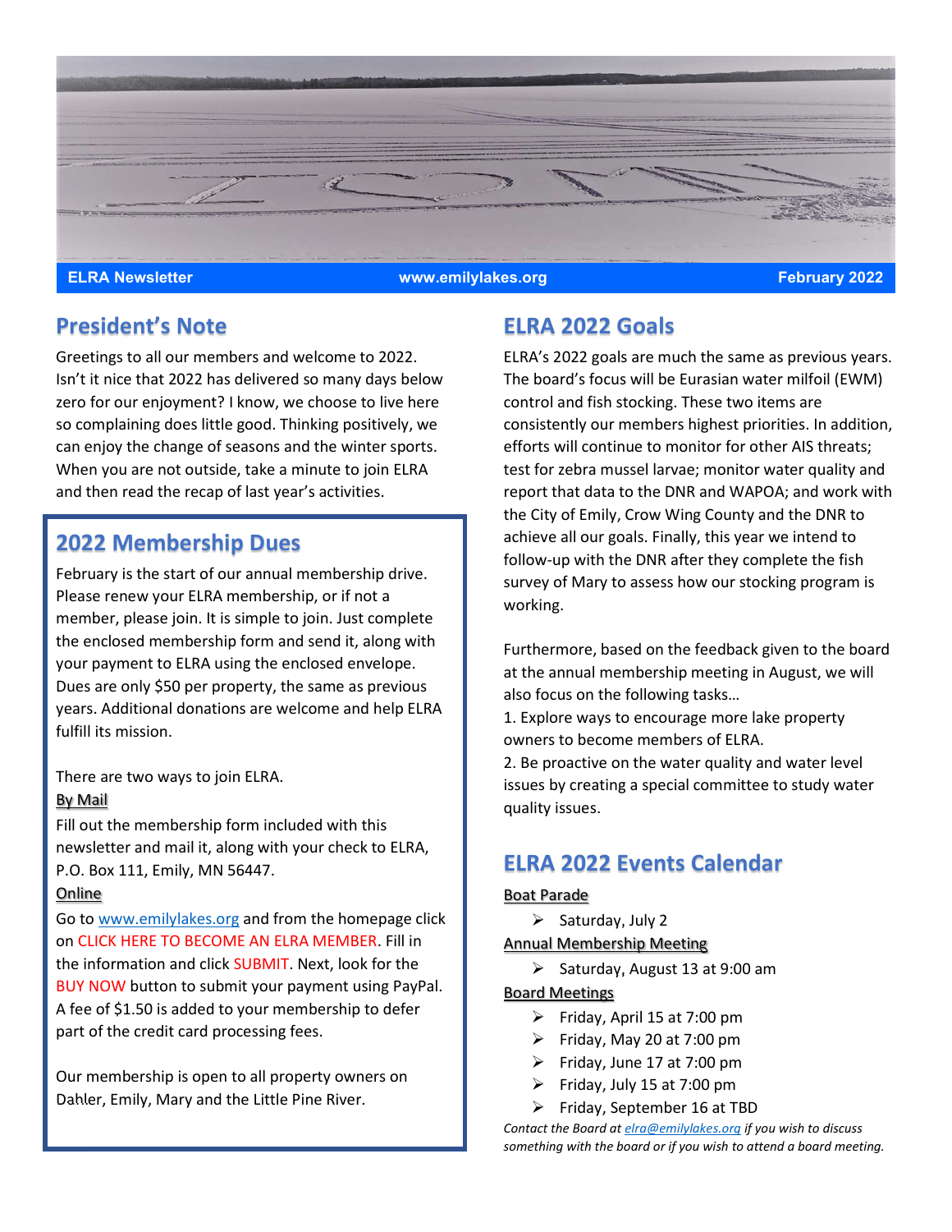**ELRA Newsletter** **www.emilylakes.org** **February 2022**

## President's Note

Greetings to all our members and welcome to 2022. Isn't it nice that 2022 has delivered so many days below zero for our enjoyment? I know, we choose to live here so complaining does little good. Thinking positively, we can enjoy the change of seasons and the winter sports. When you are not outside, take a minute to join ELRA and then read the recap of last year's activities.

## 2022 Membership Dues

February is the start of our annual membership drive. Please renew your ELRA membership, or if not a member, please join. It is simple to join. Just complete the enclosed membership form and send it, along with your payment to ELRA using the enclosed envelope. Dues are only $50 per property, the same as previous years. Additional donations are welcome and help ELRA fulfill its mission.

There are two ways to join ELRA.

By Mail

Fill out the membership form included with this newsletter and mail it, along with your check to ELRA, P.O. Box 111, Emily, MN 56447.

Online

Go to www.emilylakes.org and from the homepage click on CLICK HERE TO BECOME AN ELRA MEMBER. Fill in the information and click SUBMIT. Next, look for the BUY NOW button to submit your payment using PayPal. A fee of $1.50 is added to your membership to defer part of the credit card processing fees.

Our membership is open to all property owners on Dahler, Emily, Mary and the Little Pine River.

## ELRA 2022 Goals

ELRA's 2022 goals are much the same as previous years. The board's focus will be Eurasian water milfoil (EWM) control and fish stocking. These two items are consistently our members highest priorities. In addition, efforts will continue to monitor for other AIS threats; test for zebra mussel larvae; monitor water quality and report that data to the DNR and WAPOA; and work with the City of Emily, Crow Wing County and the DNR to achieve all our goals. Finally, this year we intend to follow-up with the DNR after they complete the fish survey of Mary to assess how our stocking program is working.

Furthermore, based on the feedback given to the board at the annual membership meeting in August, we will also focus on the following tasks…

1. Explore ways to encourage more lake property owners to become members of ELRA.
2. Be proactive on the water quality and water level issues by creating a special committee to study water quality issues.

## ELRA 2022 Events Calendar

Boat Parade

- Saturday, July 2

Annual Membership Meeting

- Saturday, August 13 at 9:00 am

Board Meetings

- Friday, April 15 at 7:00 pm
- Friday, May 20 at 7:00 pm
- Friday, June 17 at 7:00 pm
- Friday, July 15 at 7:00 pm
- Friday, September 16 at TBD

*Contact the Board at elra@emilylakes.org if you wish to discuss something with the board or if you wish to attend a board meeting.*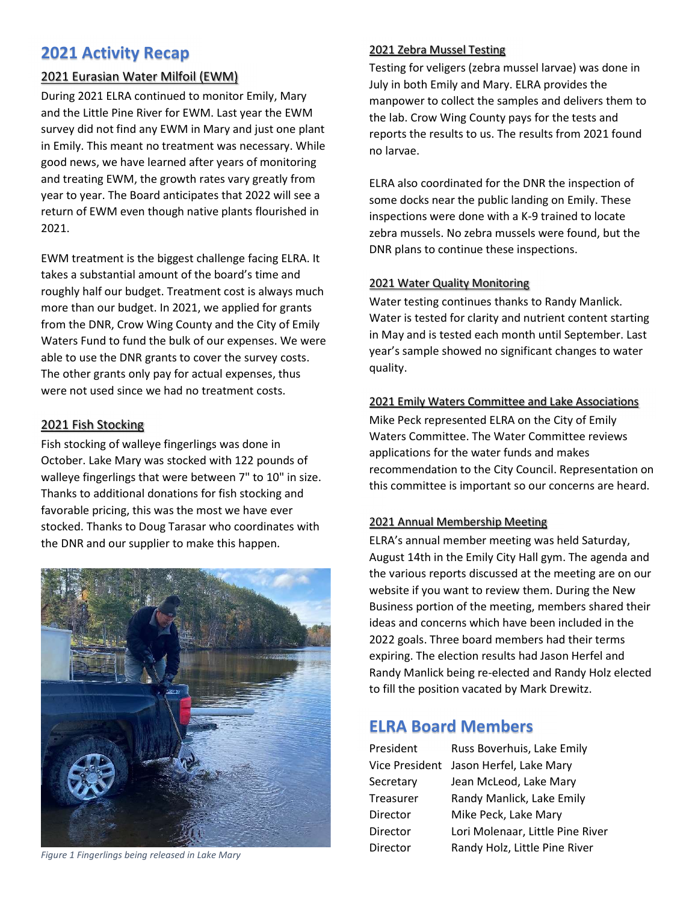# 2021 Activity Recap

## 2021 Eurasian Water Milfoil (EWM)

During 2021 ELRA continued to monitor Emily, Mary and the Little Pine River for EWM. Last year the EWM survey did not find any EWM in Mary and just one plant in Emily. This meant no treatment was necessary. While good news, we have learned after years of monitoring and treating EWM, the growth rates vary greatly from year to year. The Board anticipates that 2022 will see a return of EWM even though native plants flourished in 2021.

EWM treatment is the biggest challenge facing ELRA. It takes a substantial amount of the board's time and roughly half our budget. Treatment cost is always much more than our budget. In 2021, we applied for grants from the DNR, Crow Wing County and the City of Emily Waters Fund to fund the bulk of our expenses. We were able to use the DNR grants to cover the survey costs. The other grants only pay for actual expenses, thus were not used since we had no treatment costs.

## 2021 Fish Stocking

Fish stocking of walleye fingerlings was done in October. Lake Mary was stocked with 122 pounds of walleye fingerlings that were between 7" to 10" in size. Thanks to additional donations for fish stocking and favorable pricing, this was the most we have ever stocked. Thanks to Doug Tarasar who coordinates with the DNR and our supplier to make this happen.

*Figure 1 Fingerlings being released in Lake Mary*

## 2021 Zebra Mussel Testing

Testing for veligers (zebra mussel larvae) was done in July in both Emily and Mary. ELRA provides the manpower to collect the samples and delivers them to the lab. Crow Wing County pays for the tests and reports the results to us. The results from 2021 found no larvae.

ELRA also coordinated for the DNR the inspection of some docks near the public landing on Emily. These inspections were done with a K-9 trained to locate zebra mussels. No zebra mussels were found, but the DNR plans to continue these inspections.

## 2021 Water Quality Monitoring

Water testing continues thanks to Randy Manlick. Water is tested for clarity and nutrient content starting in May and is tested each month until September. Last year's sample showed no significant changes to water quality.

## 2021 Emily Waters Committee and Lake Associations

Mike Peck represented ELRA on the City of Emily Waters Committee. The Water Committee reviews applications for the water funds and makes recommendation to the City Council. Representation on this committee is important so our concerns are heard.

## 2021 Annual Membership Meeting

ELRA's annual member meeting was held Saturday, August 14th in the Emily City Hall gym. The agenda and the various reports discussed at the meeting are on our website if you want to review them. During the New Business portion of the meeting, members shared their ideas and concerns which have been included in the 2022 goals. Three board members had their terms expiring. The election results had Jason Herfel and Randy Manlick being re-elected and Randy Holz elected to fill the position vacated by Mark Drewitz.

# ELRA Board Members

| | |
|---|---|
| President | Russ Boverhuis, Lake Emily |
| Vice President | Jason Herfel, Lake Mary |
| Secretary | Jean McLeod, Lake Mary |
| Treasurer | Randy Manlick, Lake Emily |
| Director | Mike Peck, Lake Mary |
| Director | Lori Molenaar, Little Pine River |
| Director | Randy Holz, Little Pine River |